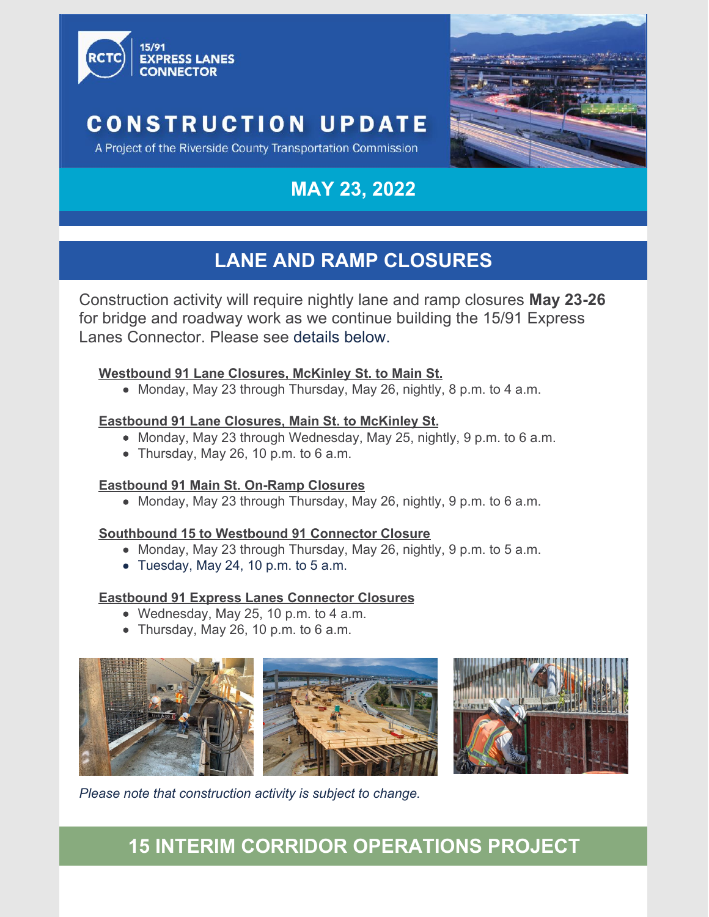15/91 EXPRESS LANES CONNECTOR

# CONSTRUCTION UPDATE

A Project of the Riverside County Transportation Commission

## MAY 23, 2022

## LANE AND RAMP CLOSURES

Construction activity will require nightly lane and ramp closures **May 23-26** for bridge and roadway work as we continue building the 15/91 Express Lanes Connector. Please see details below.

**Westbound 91 Lane Closures, McKinley St. to Main St.**

- Monday, May 23 through Thursday, May 26, nightly, 8 p.m. to 4 a.m.

**Eastbound 91 Lane Closures, Main St. to McKinley St.**

- Monday, May 23 through Wednesday, May 25, nightly, 9 p.m. to 6 a.m.
- Thursday, May 26, 10 p.m. to 6 a.m.

**Eastbound 91 Main St. On-Ramp Closures**

- Monday, May 23 through Thursday, May 26, nightly, 9 p.m. to 6 a.m.

**Southbound 15 to Westbound 91 Connector Closure**

- Monday, May 23 through Thursday, May 26, nightly, 9 p.m. to 5 a.m.
- Tuesday, May 24, 10 p.m. to 5 a.m.

**Eastbound 91 Express Lanes Connector Closures**

- Wednesday, May 25, 10 p.m. to 4 a.m.
- Thursday, May 26, 10 p.m. to 6 a.m.

*Please note that construction activity is subject to change.*

## 15 INTERIM CORRIDOR OPERATIONS PROJECT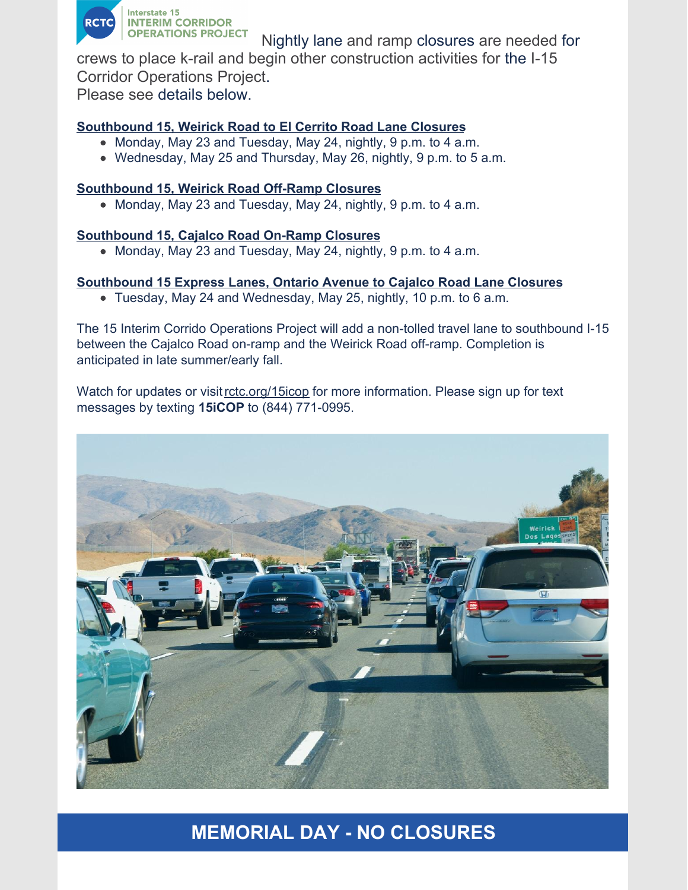Nightly lane and ramp closures are needed for crews to place k-rail and begin other construction activities for the I-15 Corridor Operations Project.
Please see details below.

**Southbound 15, Weirick Road to El Cerrito Road Lane Closures**

- Monday, May 23 and Tuesday, May 24, nightly, 9 p.m. to 4 a.m.
- Wednesday, May 25 and Thursday, May 26, nightly, 9 p.m. to 5 a.m.

**Southbound 15, Weirick Road Off-Ramp Closures**

- Monday, May 23 and Tuesday, May 24, nightly, 9 p.m. to 4 a.m.

**Southbound 15, Cajalco Road On-Ramp Closures**

- Monday, May 23 and Tuesday, May 24, nightly, 9 p.m. to 4 a.m.

**Southbound 15 Express Lanes, Ontario Avenue to Cajalco Road Lane Closures**

- Tuesday, May 24 and Wednesday, May 25, nightly, 10 p.m. to 6 a.m.

The 15 Interim Corrido Operations Project will add a non-tolled travel lane to southbound I-15 between the Cajalco Road on-ramp and the Weirick Road off-ramp. Completion is anticipated in late summer/early fall.

Watch for updates or visit rctc.org/15icop for more information. Please sign up for text messages by texting **15iCOP** to (844) 771-0995.

## MEMORIAL DAY - NO CLOSURES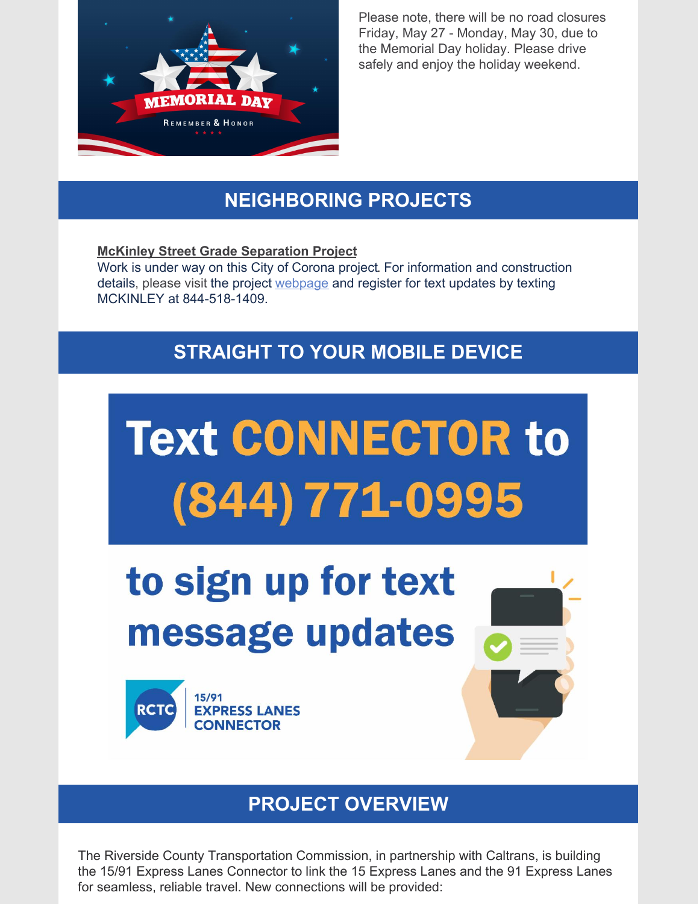Please note, there will be no road closures Friday, May 27 - Monday, May 30, due to the Memorial Day holiday. Please drive safely and enjoy the holiday weekend.

## NEIGHBORING PROJECTS

**McKinley Street Grade Separation Project**
Work is under way on this City of Corona project. For information and construction details, please visit the project webpage and register for text updates by texting MCKINLEY at 844-518-1409.

## STRAIGHT TO YOUR MOBILE DEVICE

Text CONNECTOR to (844) 771-0995 to sign up for text message updates

RCTC 15/91 EXPRESS LANES CONNECTOR

## PROJECT OVERVIEW

The Riverside County Transportation Commission, in partnership with Caltrans, is building the 15/91 Express Lanes Connector to link the 15 Express Lanes and the 91 Express Lanes for seamless, reliable travel. New connections will be provided: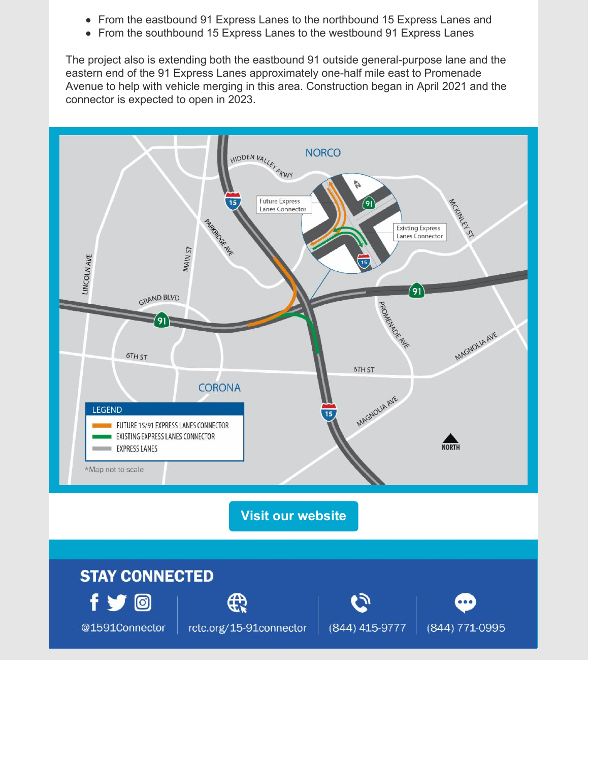- From the eastbound 91 Express Lanes to the northbound 15 Express Lanes and
- From the southbound 15 Express Lanes to the westbound 91 Express Lanes

The project also is extending both the eastbound 91 outside general-purpose lane and the eastern end of the 91 Express Lanes approximately one-half mile east to Promenade Avenue to help with vehicle merging in this area. Construction began in April 2021 and the connector is expected to open in 2023.

NORCO

HIDDEN VALLEY PKWY

Future Express Lanes Connector

Existing Express Lanes Connector

MCKINLEY ST

PARKRIDGE AVE

MAIN ST

LINCOLN AVE

GRAND BLVD

6TH ST

PROMENADE AVE

MAGNOLIA AVE

CORONA

LEGEND

FUTURE 15/91 EXPRESS LANES CONNECTOR

EXISTING EXPRESS LANES CONNECTOR

EXPRESS LANES

*Map not to scale

NORTH

Visit our website

## STAY CONNECTED

@1591Connector

rctc.org/15-91connector

(844) 415-9777

(844) 771-0995